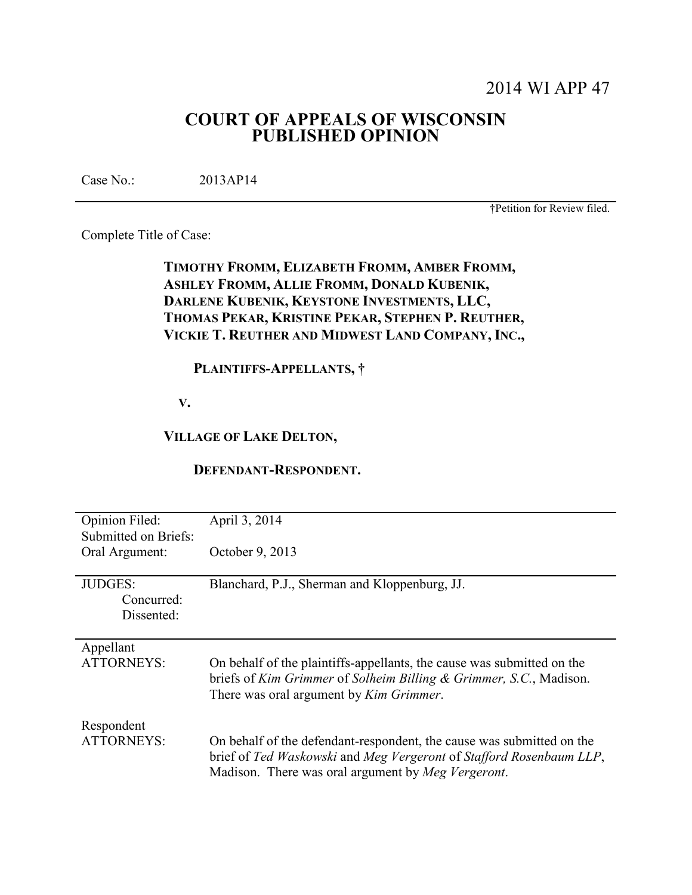2014 WI APP 47

# COURT OF APPEALS OF WISCONSIN PUBLISHED OPINION

Case No.: 2013AP14

†Petition for Review filed.

Complete Title of Case:

**TIMOTHY FROMM, ELIZABETH FROMM, AMBER FROMM, ASHLEY FROMM, ALLIE FROMM, DONALD KUBENIK, DARLENE KUBENIK, KEYSTONE INVESTMENTS, LLC, THOMAS PEKAR, KRISTINE PEKAR, STEPHEN P. REUTHER, VICKIE T. REUTHER AND MIDWEST LAND COMPANY, INC.,**

**PLAINTIFFS-APPELLANTS, †**

**V.**

**VILLAGE OF LAKE DELTON,**

**DEFENDANT-RESPONDENT.**

| | |
|---|---|
| Opinion Filed: | April 3, 2014 |
| Submitted on Briefs: | |
| Oral Argument: | October 9, 2013 |
| JUDGES: | Blanchard, P.J., Sherman and Kloppenburg, JJ. |
| Concurred: | |
| Dissented: | |
| Appellant ATTORNEYS: | On behalf of the plaintiffs-appellants, the cause was submitted on the briefs of *Kim Grimmer* of *Solheim Billing & Grimmer, S.C.*, Madison. There was oral argument by *Kim Grimmer*. |
| Respondent ATTORNEYS: | On behalf of the defendant-respondent, the cause was submitted on the brief of *Ted Waskowski* and *Meg Vergeront* of *Stafford Rosenbaum LLP*, Madison. There was oral argument by *Meg Vergeront*. |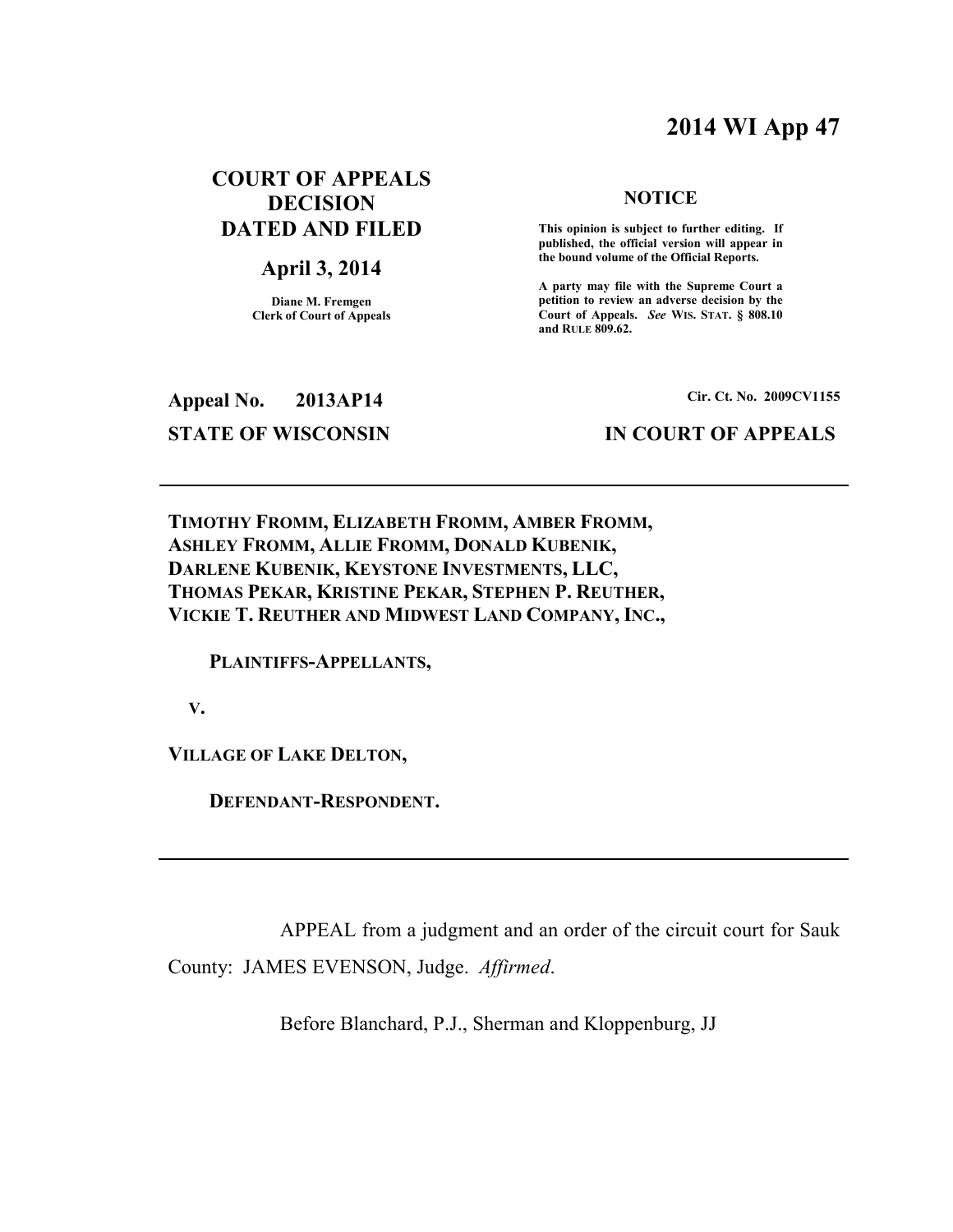# 2014 WI App 47

**COURT OF APPEALS DECISION DATED AND FILED**

**April 3, 2014**

**Diane M. Fremgen**
**Clerk of Court of Appeals**

**NOTICE**

**This opinion is subject to further editing. If published, the official version will appear in the bound volume of the Official Reports.**

**A party may file with the Supreme Court a petition to review an adverse decision by the Court of Appeals.** ***See*** **WIS. STAT. § 808.10 and RULE 809.62.**

**Appeal No. 2013AP14** **Cir. Ct. No. 2009CV1155**

**STATE OF WISCONSIN** **IN COURT OF APPEALS**

---

**TIMOTHY FROMM, ELIZABETH FROMM, AMBER FROMM, ASHLEY FROMM, ALLIE FROMM, DONALD KUBENIK, DARLENE KUBENIK, KEYSTONE INVESTMENTS, LLC, THOMAS PEKAR, KRISTINE PEKAR, STEPHEN P. REUTHER, VICKIE T. REUTHER AND MIDWEST LAND COMPANY, INC.,**

**PLAINTIFFS-APPELLANTS,**

**V.**

**VILLAGE OF LAKE DELTON,**

**DEFENDANT-RESPONDENT.**

---

APPEAL from a judgment and an order of the circuit court for Sauk County: JAMES EVENSON, Judge. *Affirmed*.

Before Blanchard, P.J., Sherman and Kloppenburg, JJ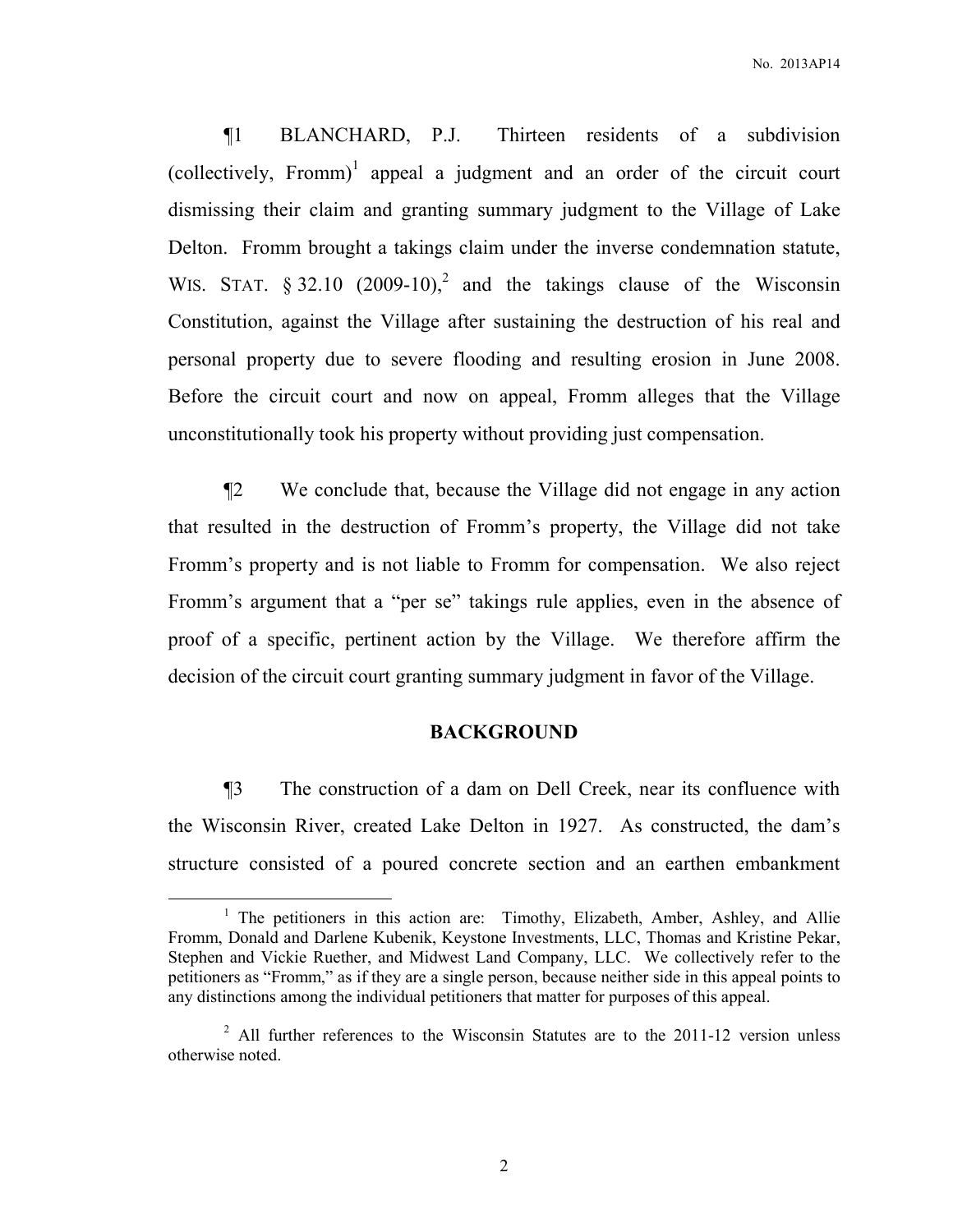¶1 BLANCHARD, P.J. Thirteen residents of a subdivision (collectively, Fromm)[1] appeal a judgment and an order of the circuit court dismissing their claim and granting summary judgment to the Village of Lake Delton. Fromm brought a takings claim under the inverse condemnation statute, WIS. STAT. § 32.10 (2009-10),[2] and the takings clause of the Wisconsin Constitution, against the Village after sustaining the destruction of his real and personal property due to severe flooding and resulting erosion in June 2008. Before the circuit court and now on appeal, Fromm alleges that the Village unconstitutionally took his property without providing just compensation.

¶2 We conclude that, because the Village did not engage in any action that resulted in the destruction of Fromm's property, the Village did not take Fromm's property and is not liable to Fromm for compensation. We also reject Fromm's argument that a "per se" takings rule applies, even in the absence of proof of a specific, pertinent action by the Village. We therefore affirm the decision of the circuit court granting summary judgment in favor of the Village.

## BACKGROUND

¶3 The construction of a dam on Dell Creek, near its confluence with the Wisconsin River, created Lake Delton in 1927. As constructed, the dam's structure consisted of a poured concrete section and an earthen embankment

---

[1] The petitioners in this action are: Timothy, Elizabeth, Amber, Ashley, and Allie Fromm, Donald and Darlene Kubenik, Keystone Investments, LLC, Thomas and Kristine Pekar, Stephen and Vickie Ruether, and Midwest Land Company, LLC. We collectively refer to the petitioners as "Fromm," as if they are a single person, because neither side in this appeal points to any distinctions among the individual petitioners that matter for purposes of this appeal.

[2] All further references to the Wisconsin Statutes are to the 2011-12 version unless otherwise noted.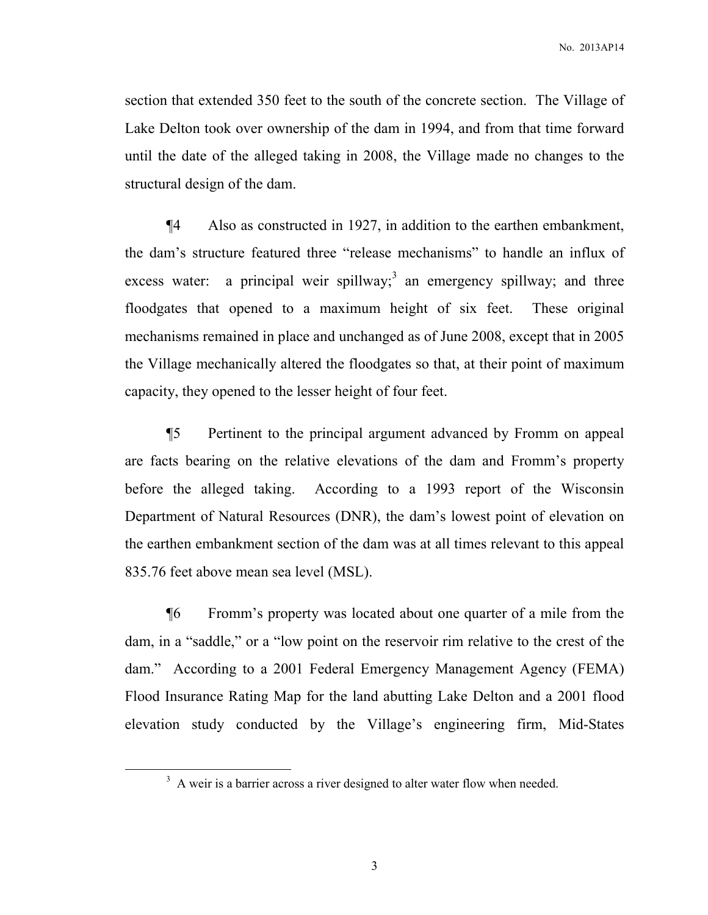section that extended 350 feet to the south of the concrete section. The Village of Lake Delton took over ownership of the dam in 1994, and from that time forward until the date of the alleged taking in 2008, the Village made no changes to the structural design of the dam.

¶4 Also as constructed in 1927, in addition to the earthen embankment, the dam's structure featured three "release mechanisms" to handle an influx of excess water: a principal weir spillway;[3] an emergency spillway; and three floodgates that opened to a maximum height of six feet. These original mechanisms remained in place and unchanged as of June 2008, except that in 2005 the Village mechanically altered the floodgates so that, at their point of maximum capacity, they opened to the lesser height of four feet.

¶5 Pertinent to the principal argument advanced by Fromm on appeal are facts bearing on the relative elevations of the dam and Fromm's property before the alleged taking. According to a 1993 report of the Wisconsin Department of Natural Resources (DNR), the dam's lowest point of elevation on the earthen embankment section of the dam was at all times relevant to this appeal 835.76 feet above mean sea level (MSL).

¶6 Fromm's property was located about one quarter of a mile from the dam, in a "saddle," or a "low point on the reservoir rim relative to the crest of the dam." According to a 2001 Federal Emergency Management Agency (FEMA) Flood Insurance Rating Map for the land abutting Lake Delton and a 2001 flood elevation study conducted by the Village's engineering firm, Mid-States

---

[3] A weir is a barrier across a river designed to alter water flow when needed.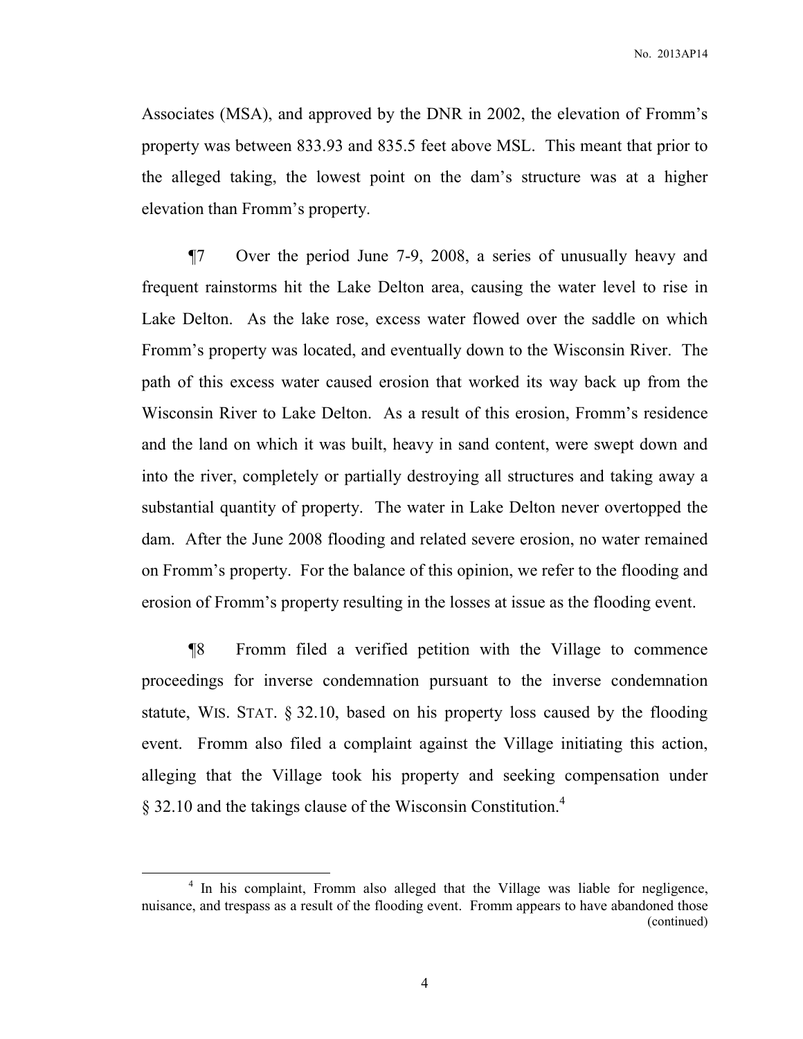Associates (MSA), and approved by the DNR in 2002, the elevation of Fromm's property was between 833.93 and 835.5 feet above MSL. This meant that prior to the alleged taking, the lowest point on the dam's structure was at a higher elevation than Fromm's property.

¶7 Over the period June 7-9, 2008, a series of unusually heavy and frequent rainstorms hit the Lake Delton area, causing the water level to rise in Lake Delton. As the lake rose, excess water flowed over the saddle on which Fromm's property was located, and eventually down to the Wisconsin River. The path of this excess water caused erosion that worked its way back up from the Wisconsin River to Lake Delton. As a result of this erosion, Fromm's residence and the land on which it was built, heavy in sand content, were swept down and into the river, completely or partially destroying all structures and taking away a substantial quantity of property. The water in Lake Delton never overtopped the dam. After the June 2008 flooding and related severe erosion, no water remained on Fromm's property. For the balance of this opinion, we refer to the flooding and erosion of Fromm's property resulting in the losses at issue as the flooding event.

¶8 Fromm filed a verified petition with the Village to commence proceedings for inverse condemnation pursuant to the inverse condemnation statute, WIS. STAT. § 32.10, based on his property loss caused by the flooding event. Fromm also filed a complaint against the Village initiating this action, alleging that the Village took his property and seeking compensation under § 32.10 and the takings clause of the Wisconsin Constitution.[4]

---

[4] In his complaint, Fromm also alleged that the Village was liable for negligence, nuisance, and trespass as a result of the flooding event. Fromm appears to have abandoned those (continued)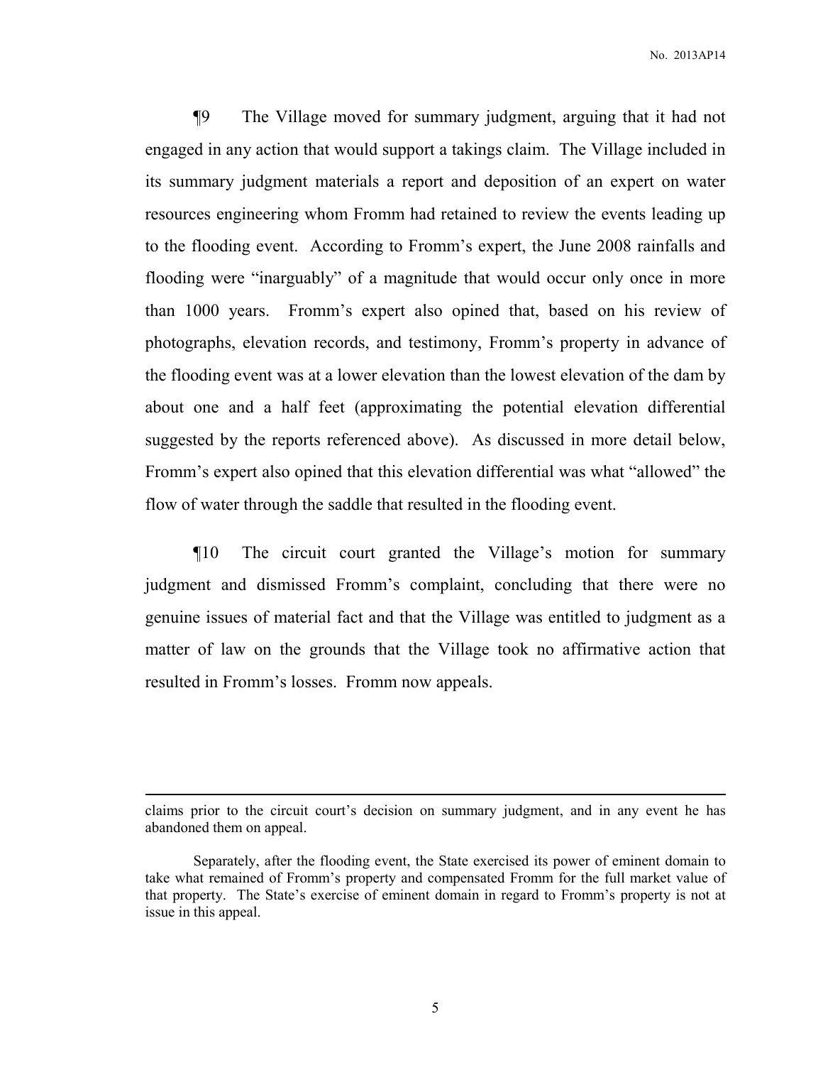¶9 The Village moved for summary judgment, arguing that it had not engaged in any action that would support a takings claim. The Village included in its summary judgment materials a report and deposition of an expert on water resources engineering whom Fromm had retained to review the events leading up to the flooding event. According to Fromm's expert, the June 2008 rainfalls and flooding were "inarguably" of a magnitude that would occur only once in more than 1000 years. Fromm's expert also opined that, based on his review of photographs, elevation records, and testimony, Fromm's property in advance of the flooding event was at a lower elevation than the lowest elevation of the dam by about one and a half feet (approximating the potential elevation differential suggested by the reports referenced above). As discussed in more detail below, Fromm's expert also opined that this elevation differential was what "allowed" the flow of water through the saddle that resulted in the flooding event.

¶10 The circuit court granted the Village's motion for summary judgment and dismissed Fromm's complaint, concluding that there were no genuine issues of material fact and that the Village was entitled to judgment as a matter of law on the grounds that the Village took no affirmative action that resulted in Fromm's losses. Fromm now appeals.

---

claims prior to the circuit court's decision on summary judgment, and in any event he has abandoned them on appeal.

Separately, after the flooding event, the State exercised its power of eminent domain to take what remained of Fromm's property and compensated Fromm for the full market value of that property. The State's exercise of eminent domain in regard to Fromm's property is not at issue in this appeal.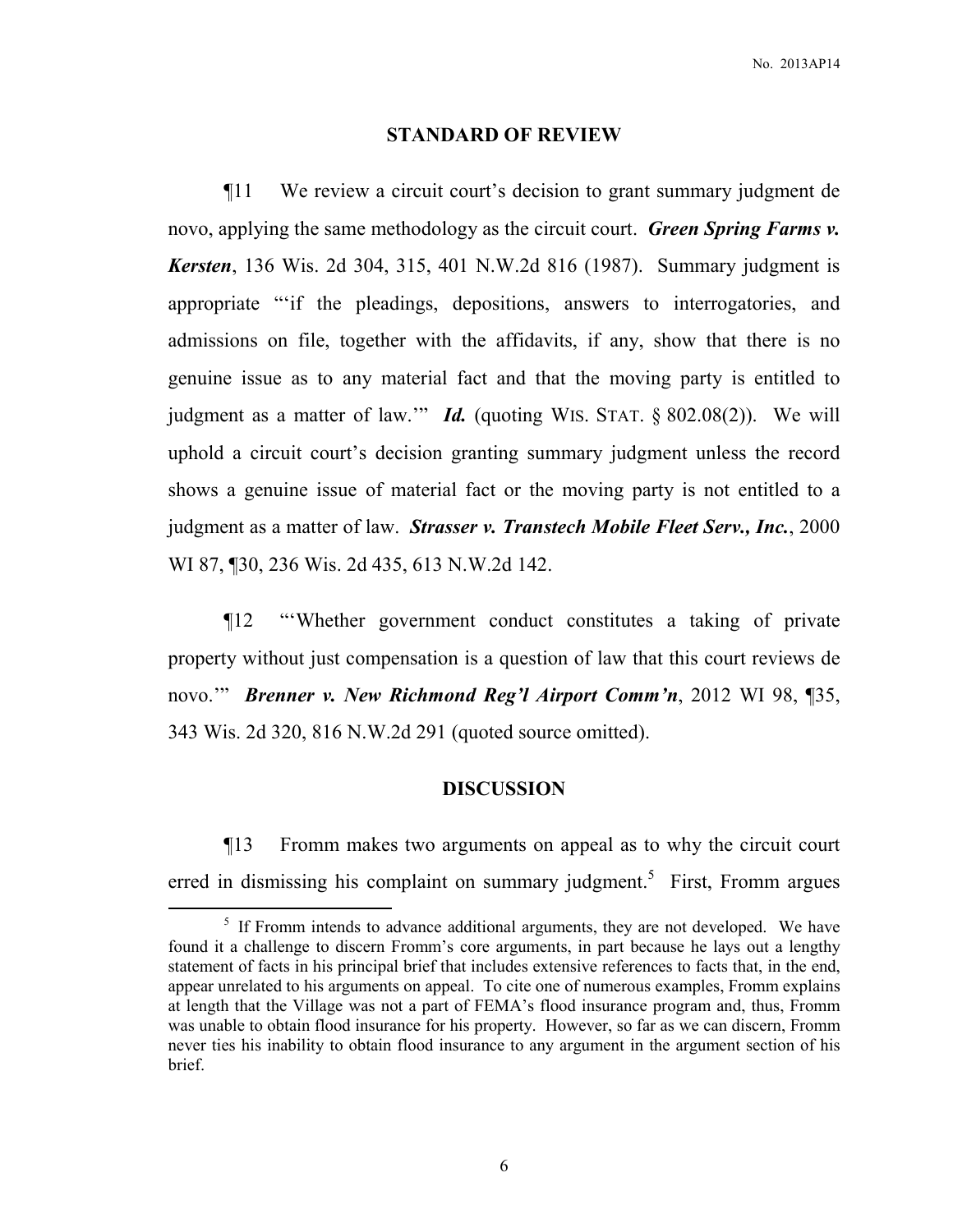## STANDARD OF REVIEW

¶11 We review a circuit court's decision to grant summary judgment de novo, applying the same methodology as the circuit court. ***Green Spring Farms v. Kersten***, 136 Wis. 2d 304, 315, 401 N.W.2d 816 (1987). Summary judgment is appropriate "'if the pleadings, depositions, answers to interrogatories, and admissions on file, together with the affidavits, if any, show that there is no genuine issue as to any material fact and that the moving party is entitled to judgment as a matter of law.'" ***Id.*** (quoting WIS. STAT. § 802.08(2)). We will uphold a circuit court's decision granting summary judgment unless the record shows a genuine issue of material fact or the moving party is not entitled to a judgment as a matter of law. ***Strasser v. Transtech Mobile Fleet Serv., Inc.***, 2000 WI 87, ¶30, 236 Wis. 2d 435, 613 N.W.2d 142.

¶12 "'Whether government conduct constitutes a taking of private property without just compensation is a question of law that this court reviews de novo.'" ***Brenner v. New Richmond Reg'l Airport Comm'n***, 2012 WI 98, ¶35, 343 Wis. 2d 320, 816 N.W.2d 291 (quoted source omitted).

## DISCUSSION

¶13 Fromm makes two arguments on appeal as to why the circuit court erred in dismissing his complaint on summary judgment.[5] First, Fromm argues

[5] If Fromm intends to advance additional arguments, they are not developed. We have found it a challenge to discern Fromm's core arguments, in part because he lays out a lengthy statement of facts in his principal brief that includes extensive references to facts that, in the end, appear unrelated to his arguments on appeal. To cite one of numerous examples, Fromm explains at length that the Village was not a part of FEMA's flood insurance program and, thus, Fromm was unable to obtain flood insurance for his property. However, so far as we can discern, Fromm never ties his inability to obtain flood insurance to any argument in the argument section of his brief.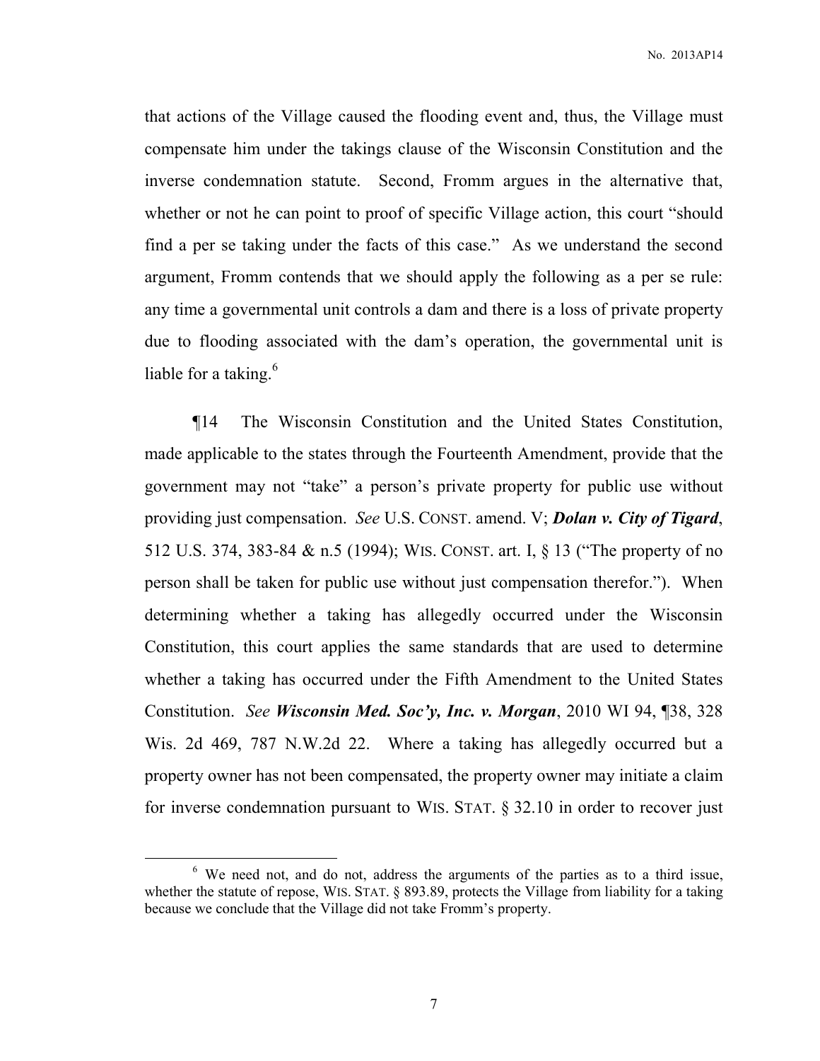that actions of the Village caused the flooding event and, thus, the Village must compensate him under the takings clause of the Wisconsin Constitution and the inverse condemnation statute. Second, Fromm argues in the alternative that, whether or not he can point to proof of specific Village action, this court "should find a per se taking under the facts of this case." As we understand the second argument, Fromm contends that we should apply the following as a per se rule: any time a governmental unit controls a dam and there is a loss of private property due to flooding associated with the dam's operation, the governmental unit is liable for a taking.[6]

¶14 The Wisconsin Constitution and the United States Constitution, made applicable to the states through the Fourteenth Amendment, provide that the government may not "take" a person's private property for public use without providing just compensation. *See* U.S. CONST. amend. V; ***Dolan v. City of Tigard***, 512 U.S. 374, 383-84 & n.5 (1994); WIS. CONST. art. I, § 13 ("The property of no person shall be taken for public use without just compensation therefor."). When determining whether a taking has allegedly occurred under the Wisconsin Constitution, this court applies the same standards that are used to determine whether a taking has occurred under the Fifth Amendment to the United States Constitution. *See* ***Wisconsin Med. Soc'y, Inc. v. Morgan***, 2010 WI 94, ¶38, 328 Wis. 2d 469, 787 N.W.2d 22. Where a taking has allegedly occurred but a property owner has not been compensated, the property owner may initiate a claim for inverse condemnation pursuant to WIS. STAT. § 32.10 in order to recover just

[6] We need not, and do not, address the arguments of the parties as to a third issue, whether the statute of repose, WIS. STAT. § 893.89, protects the Village from liability for a taking because we conclude that the Village did not take Fromm's property.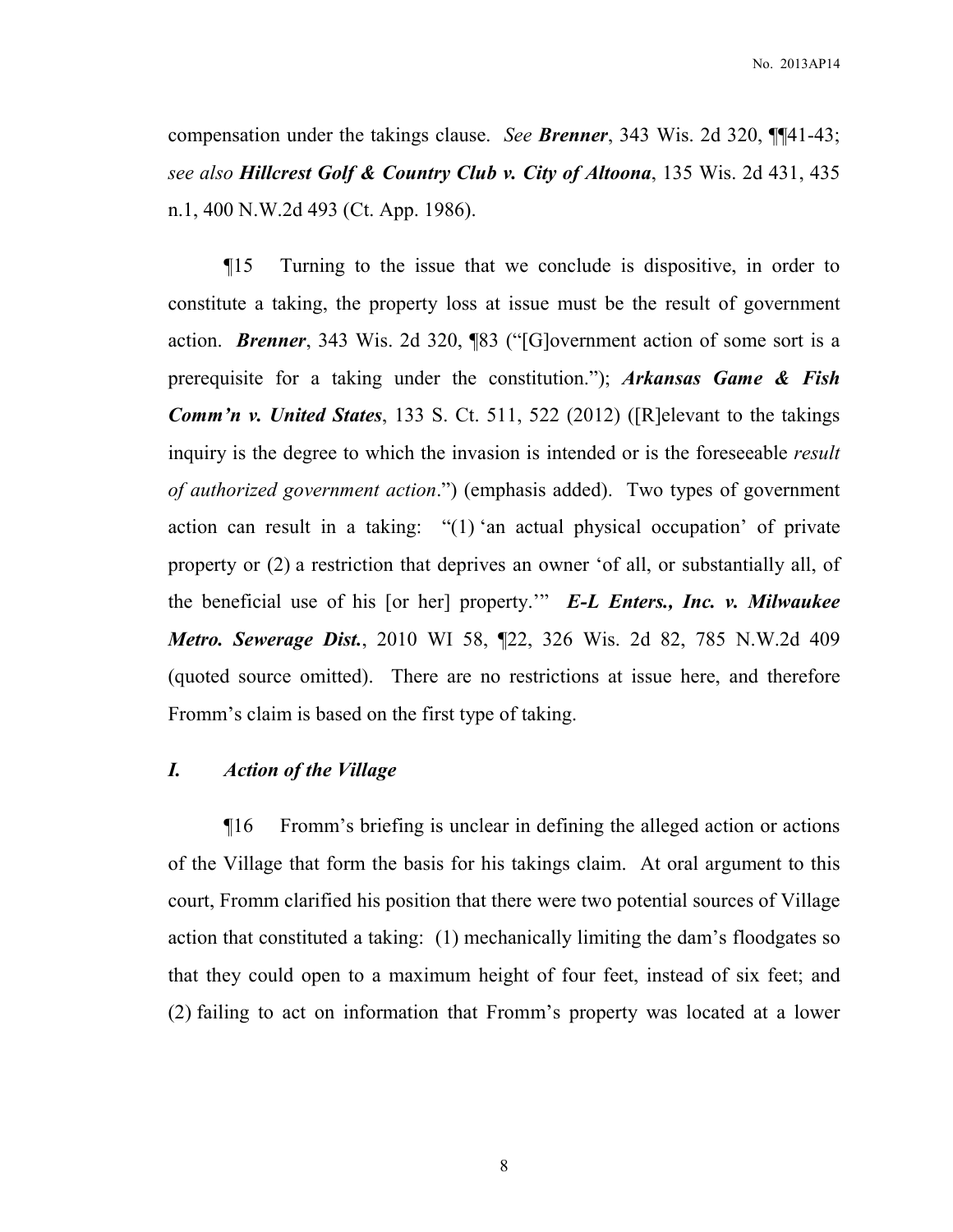compensation under the takings clause. *See* ***Brenner***, 343 Wis. 2d 320, ¶¶41-43; *see also* ***Hillcrest Golf & Country Club v. City of Altoona***, 135 Wis. 2d 431, 435 n.1, 400 N.W.2d 493 (Ct. App. 1986).

¶15 Turning to the issue that we conclude is dispositive, in order to constitute a taking, the property loss at issue must be the result of government action. ***Brenner***, 343 Wis. 2d 320, ¶83 ("[G]overnment action of some sort is a prerequisite for a taking under the constitution."); ***Arkansas Game & Fish Comm'n v. United States***, 133 S. Ct. 511, 522 (2012) ([R]elevant to the takings inquiry is the degree to which the invasion is intended or is the foreseeable *result of authorized government action*.") (emphasis added). Two types of government action can result in a taking: "(1) 'an actual physical occupation' of private property or (2) a restriction that deprives an owner 'of all, or substantially all, of the beneficial use of his [or her] property.'" ***E-L Enters., Inc. v. Milwaukee Metro. Sewerage Dist.***, 2010 WI 58, ¶22, 326 Wis. 2d 82, 785 N.W.2d 409 (quoted source omitted). There are no restrictions at issue here, and therefore Fromm's claim is based on the first type of taking.

## *I. Action of the Village*

¶16 Fromm's briefing is unclear in defining the alleged action or actions of the Village that form the basis for his takings claim. At oral argument to this court, Fromm clarified his position that there were two potential sources of Village action that constituted a taking: (1) mechanically limiting the dam's floodgates so that they could open to a maximum height of four feet, instead of six feet; and (2) failing to act on information that Fromm's property was located at a lower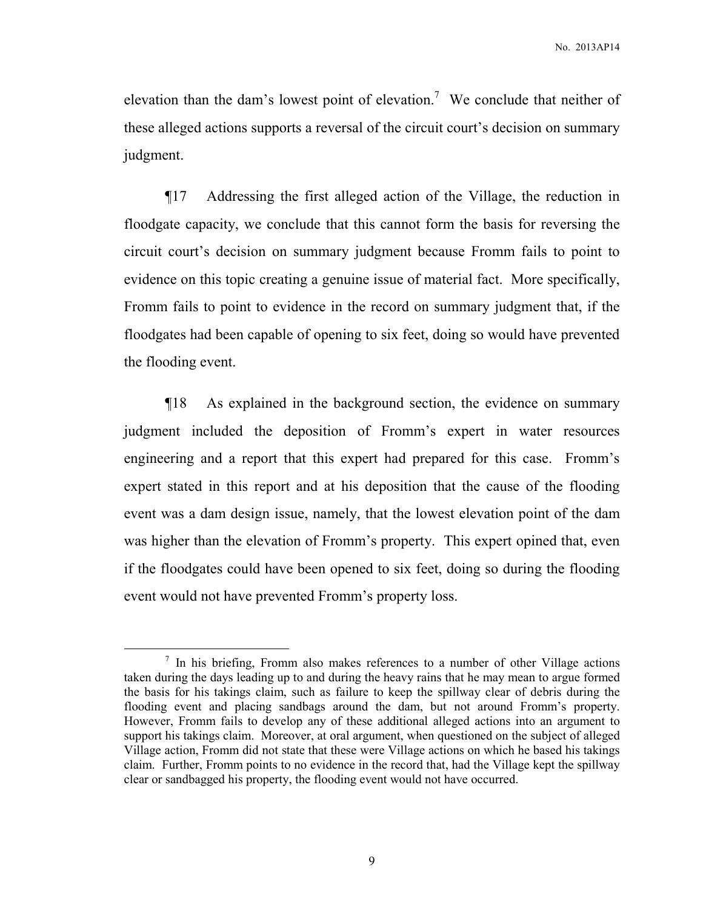elevation than the dam's lowest point of elevation.[7] We conclude that neither of these alleged actions supports a reversal of the circuit court's decision on summary judgment.

¶17 Addressing the first alleged action of the Village, the reduction in floodgate capacity, we conclude that this cannot form the basis for reversing the circuit court's decision on summary judgment because Fromm fails to point to evidence on this topic creating a genuine issue of material fact. More specifically, Fromm fails to point to evidence in the record on summary judgment that, if the floodgates had been capable of opening to six feet, doing so would have prevented the flooding event.

¶18 As explained in the background section, the evidence on summary judgment included the deposition of Fromm's expert in water resources engineering and a report that this expert had prepared for this case. Fromm's expert stated in this report and at his deposition that the cause of the flooding event was a dam design issue, namely, that the lowest elevation point of the dam was higher than the elevation of Fromm's property. This expert opined that, even if the floodgates could have been opened to six feet, doing so during the flooding event would not have prevented Fromm's property loss.

---

[7] In his briefing, Fromm also makes references to a number of other Village actions taken during the days leading up to and during the heavy rains that he may mean to argue formed the basis for his takings claim, such as failure to keep the spillway clear of debris during the flooding event and placing sandbags around the dam, but not around Fromm's property. However, Fromm fails to develop any of these additional alleged actions into an argument to support his takings claim. Moreover, at oral argument, when questioned on the subject of alleged Village action, Fromm did not state that these were Village actions on which he based his takings claim. Further, Fromm points to no evidence in the record that, had the Village kept the spillway clear or sandbagged his property, the flooding event would not have occurred.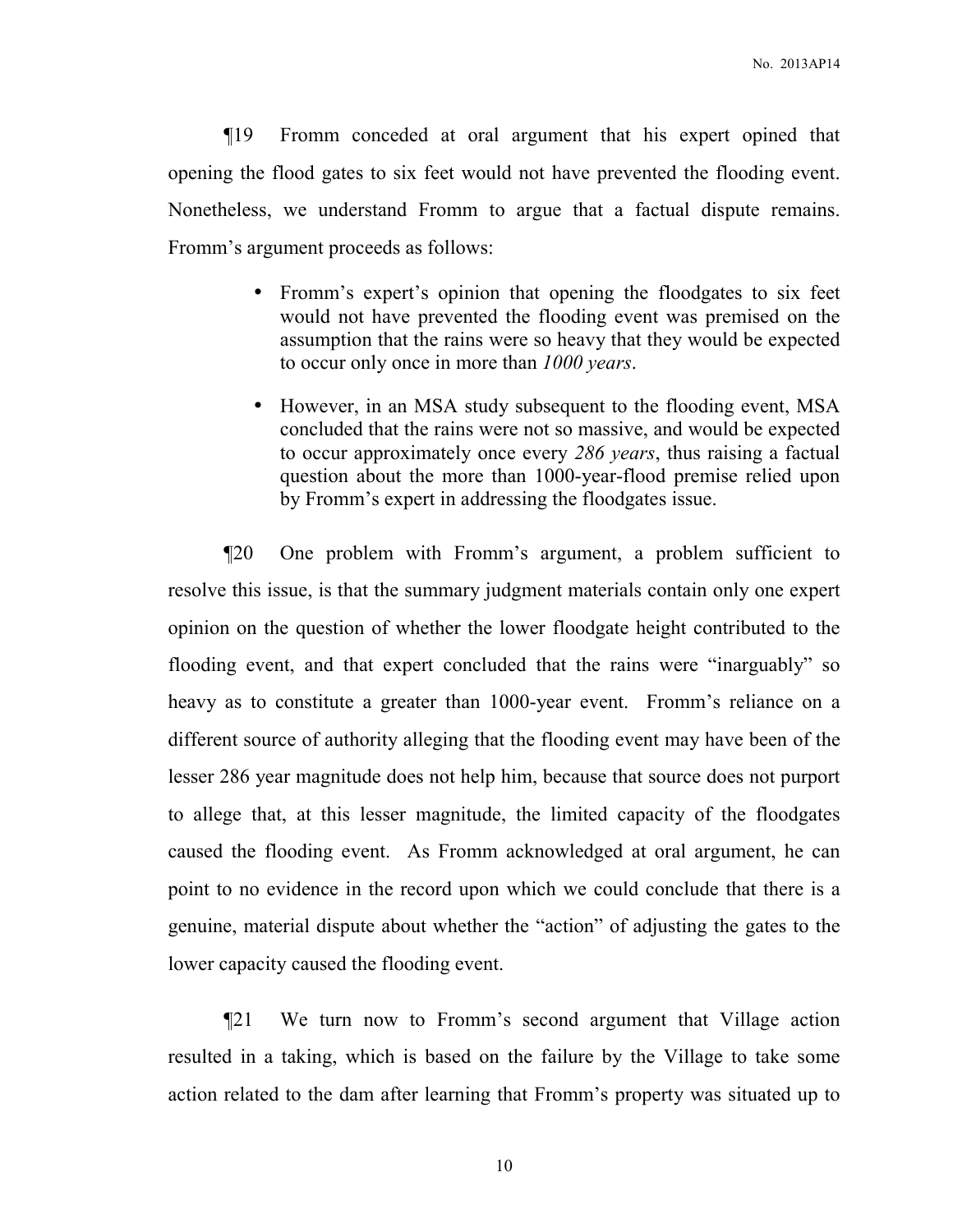¶19 Fromm conceded at oral argument that his expert opined that opening the flood gates to six feet would not have prevented the flooding event. Nonetheless, we understand Fromm to argue that a factual dispute remains. Fromm's argument proceeds as follows:

- Fromm's expert's opinion that opening the floodgates to six feet would not have prevented the flooding event was premised on the assumption that the rains were so heavy that they would be expected to occur only once in more than *1000 years*.
- However, in an MSA study subsequent to the flooding event, MSA concluded that the rains were not so massive, and would be expected to occur approximately once every *286 years*, thus raising a factual question about the more than 1000-year-flood premise relied upon by Fromm's expert in addressing the floodgates issue.

¶20 One problem with Fromm's argument, a problem sufficient to resolve this issue, is that the summary judgment materials contain only one expert opinion on the question of whether the lower floodgate height contributed to the flooding event, and that expert concluded that the rains were "inarguably" so heavy as to constitute a greater than 1000-year event. Fromm's reliance on a different source of authority alleging that the flooding event may have been of the lesser 286 year magnitude does not help him, because that source does not purport to allege that, at this lesser magnitude, the limited capacity of the floodgates caused the flooding event. As Fromm acknowledged at oral argument, he can point to no evidence in the record upon which we could conclude that there is a genuine, material dispute about whether the "action" of adjusting the gates to the lower capacity caused the flooding event.

¶21 We turn now to Fromm's second argument that Village action resulted in a taking, which is based on the failure by the Village to take some action related to the dam after learning that Fromm's property was situated up to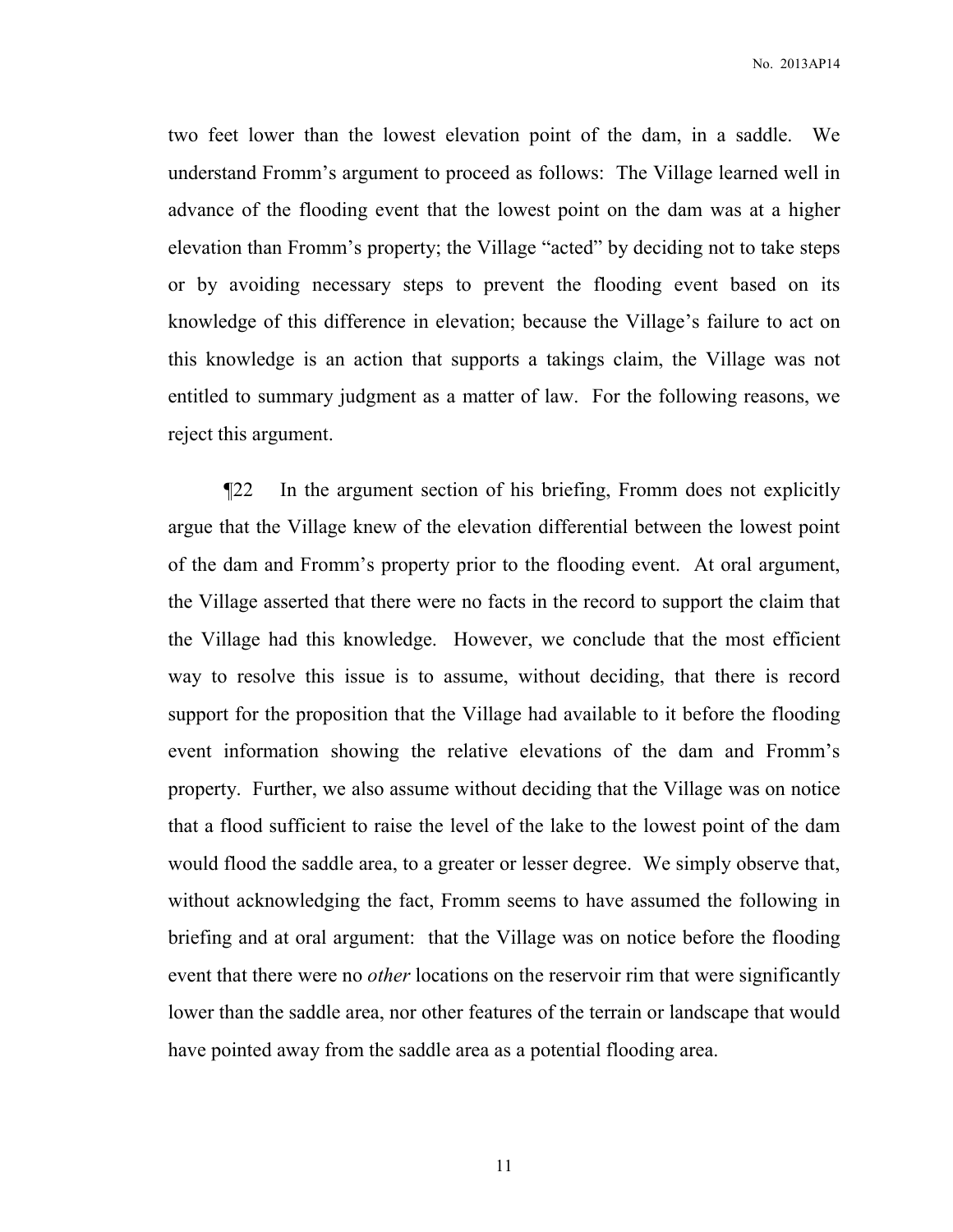two feet lower than the lowest elevation point of the dam, in a saddle. We understand Fromm's argument to proceed as follows: The Village learned well in advance of the flooding event that the lowest point on the dam was at a higher elevation than Fromm's property; the Village "acted" by deciding not to take steps or by avoiding necessary steps to prevent the flooding event based on its knowledge of this difference in elevation; because the Village's failure to act on this knowledge is an action that supports a takings claim, the Village was not entitled to summary judgment as a matter of law. For the following reasons, we reject this argument.

¶22 In the argument section of his briefing, Fromm does not explicitly argue that the Village knew of the elevation differential between the lowest point of the dam and Fromm's property prior to the flooding event. At oral argument, the Village asserted that there were no facts in the record to support the claim that the Village had this knowledge. However, we conclude that the most efficient way to resolve this issue is to assume, without deciding, that there is record support for the proposition that the Village had available to it before the flooding event information showing the relative elevations of the dam and Fromm's property. Further, we also assume without deciding that the Village was on notice that a flood sufficient to raise the level of the lake to the lowest point of the dam would flood the saddle area, to a greater or lesser degree. We simply observe that, without acknowledging the fact, Fromm seems to have assumed the following in briefing and at oral argument: that the Village was on notice before the flooding event that there were no *other* locations on the reservoir rim that were significantly lower than the saddle area, nor other features of the terrain or landscape that would have pointed away from the saddle area as a potential flooding area.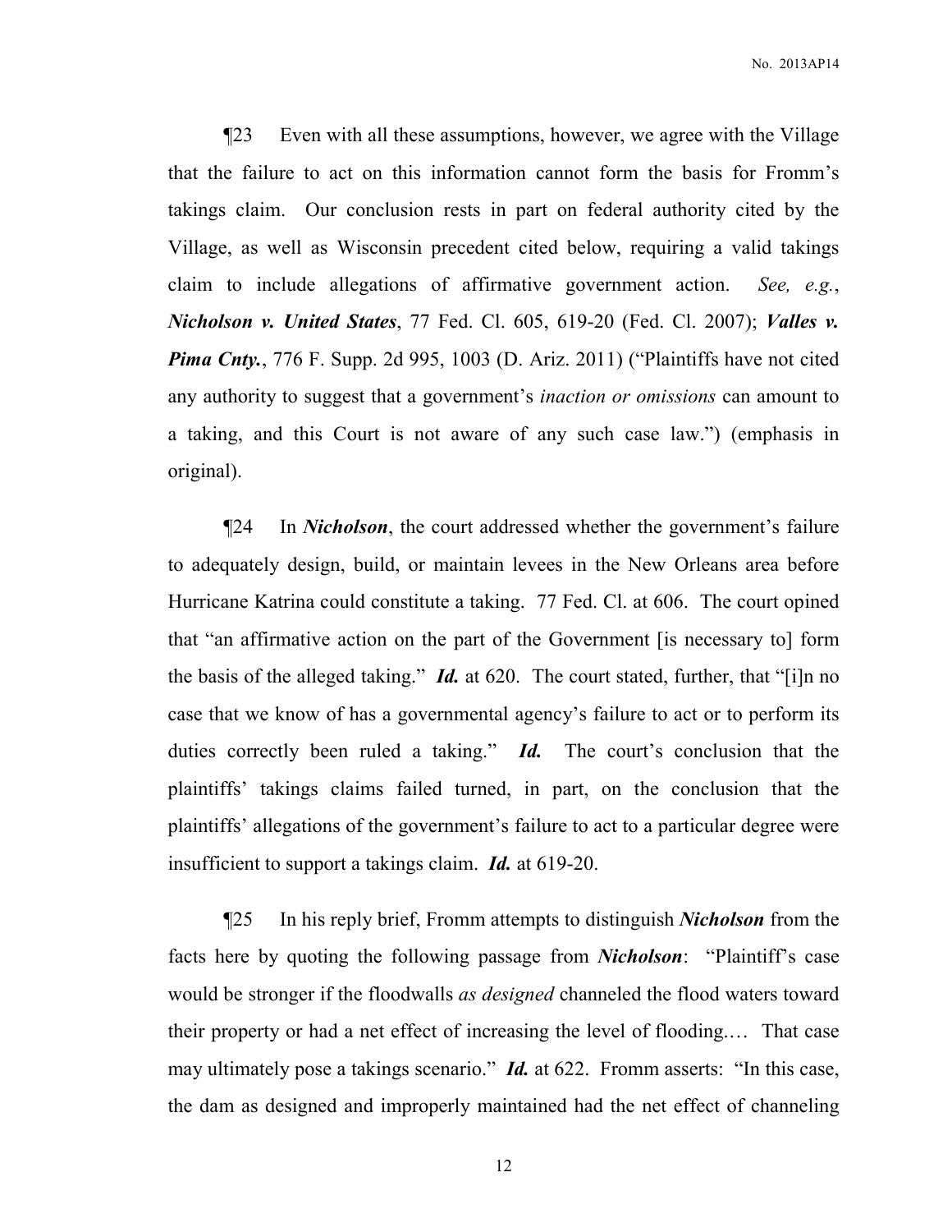¶23 Even with all these assumptions, however, we agree with the Village that the failure to act on this information cannot form the basis for Fromm's takings claim. Our conclusion rests in part on federal authority cited by the Village, as well as Wisconsin precedent cited below, requiring a valid takings claim to include allegations of affirmative government action. *See, e.g.*, ***Nicholson v. United States***, 77 Fed. Cl. 605, 619-20 (Fed. Cl. 2007); ***Valles v. Pima Cnty.***, 776 F. Supp. 2d 995, 1003 (D. Ariz. 2011) ("Plaintiffs have not cited any authority to suggest that a government's *inaction or omissions* can amount to a taking, and this Court is not aware of any such case law.") (emphasis in original).

¶24 In ***Nicholson***, the court addressed whether the government's failure to adequately design, build, or maintain levees in the New Orleans area before Hurricane Katrina could constitute a taking. 77 Fed. Cl. at 606. The court opined that "an affirmative action on the part of the Government [is necessary to] form the basis of the alleged taking." ***Id.*** at 620. The court stated, further, that "[i]n no case that we know of has a governmental agency's failure to act or to perform its duties correctly been ruled a taking." ***Id.*** The court's conclusion that the plaintiffs' takings claims failed turned, in part, on the conclusion that the plaintiffs' allegations of the government's failure to act to a particular degree were insufficient to support a takings claim. ***Id.*** at 619-20.

¶25 In his reply brief, Fromm attempts to distinguish ***Nicholson*** from the facts here by quoting the following passage from ***Nicholson***: "Plaintiff's case would be stronger if the floodwalls *as designed* channeled the flood waters toward their property or had a net effect of increasing the level of flooding.… That case may ultimately pose a takings scenario." ***Id.*** at 622. Fromm asserts: "In this case, the dam as designed and improperly maintained had the net effect of channeling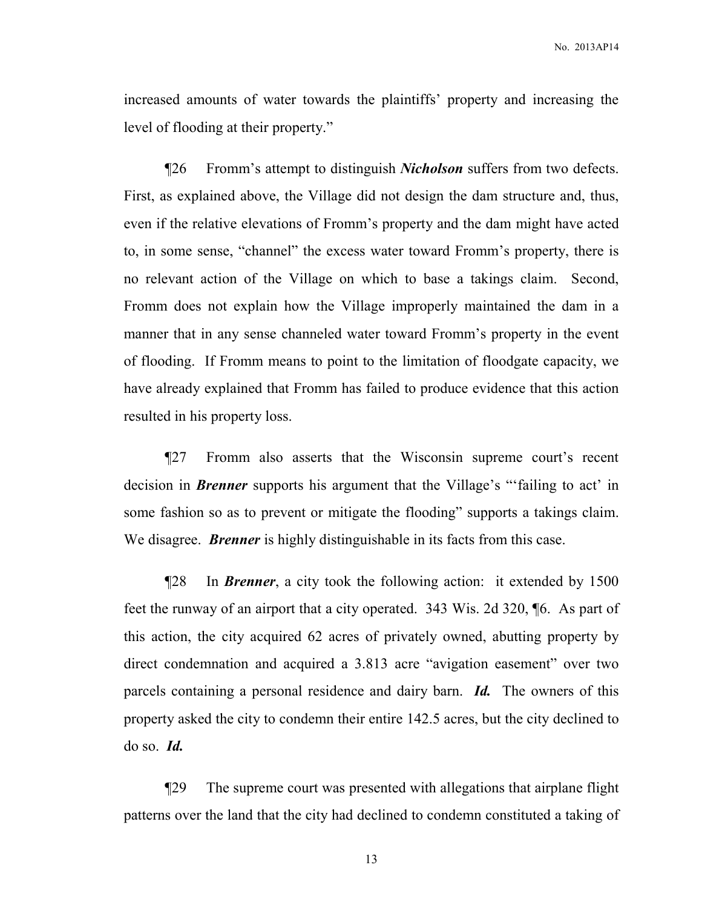increased amounts of water towards the plaintiffs' property and increasing the level of flooding at their property."

¶26 Fromm's attempt to distinguish ***Nicholson*** suffers from two defects. First, as explained above, the Village did not design the dam structure and, thus, even if the relative elevations of Fromm's property and the dam might have acted to, in some sense, "channel" the excess water toward Fromm's property, there is no relevant action of the Village on which to base a takings claim. Second, Fromm does not explain how the Village improperly maintained the dam in a manner that in any sense channeled water toward Fromm's property in the event of flooding. If Fromm means to point to the limitation of floodgate capacity, we have already explained that Fromm has failed to produce evidence that this action resulted in his property loss.

¶27 Fromm also asserts that the Wisconsin supreme court's recent decision in ***Brenner*** supports his argument that the Village's "'failing to act' in some fashion so as to prevent or mitigate the flooding" supports a takings claim. We disagree. ***Brenner*** is highly distinguishable in its facts from this case.

¶28 In ***Brenner***, a city took the following action: it extended by 1500 feet the runway of an airport that a city operated. 343 Wis. 2d 320, ¶6. As part of this action, the city acquired 62 acres of privately owned, abutting property by direct condemnation and acquired a 3.813 acre "avigation easement" over two parcels containing a personal residence and dairy barn. ***Id.*** The owners of this property asked the city to condemn their entire 142.5 acres, but the city declined to do so. ***Id.***

¶29 The supreme court was presented with allegations that airplane flight patterns over the land that the city had declined to condemn constituted a taking of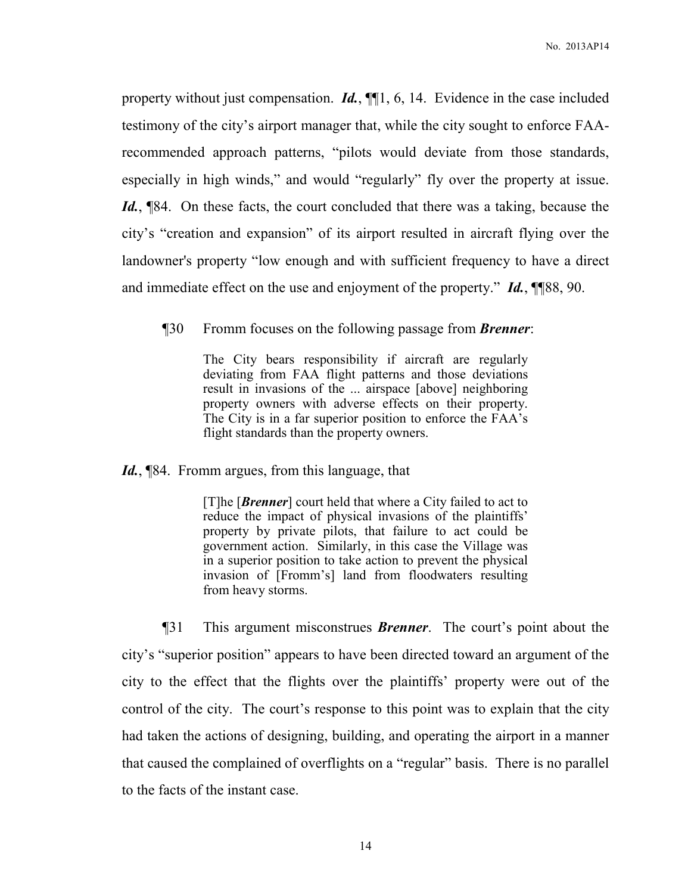property without just compensation. ***Id.***, ¶¶1, 6, 14. Evidence in the case included testimony of the city's airport manager that, while the city sought to enforce FAA-recommended approach patterns, "pilots would deviate from those standards, especially in high winds," and would "regularly" fly over the property at issue. ***Id.***, ¶84. On these facts, the court concluded that there was a taking, because the city's "creation and expansion" of its airport resulted in aircraft flying over the landowner's property "low enough and with sufficient frequency to have a direct and immediate effect on the use and enjoyment of the property." ***Id.***, ¶¶88, 90.

¶30 Fromm focuses on the following passage from ***Brenner***:

> The City bears responsibility if aircraft are regularly deviating from FAA flight patterns and those deviations result in invasions of the ... airspace [above] neighboring property owners with adverse effects on their property. The City is in a far superior position to enforce the FAA's flight standards than the property owners.

***Id.***, ¶84. Fromm argues, from this language, that

> [T]he [***Brenner***] court held that where a City failed to act to reduce the impact of physical invasions of the plaintiffs' property by private pilots, that failure to act could be government action. Similarly, in this case the Village was in a superior position to take action to prevent the physical invasion of [Fromm's] land from floodwaters resulting from heavy storms.

¶31 This argument misconstrues ***Brenner***. The court's point about the city's "superior position" appears to have been directed toward an argument of the city to the effect that the flights over the plaintiffs' property were out of the control of the city. The court's response to this point was to explain that the city had taken the actions of designing, building, and operating the airport in a manner that caused the complained of overflights on a "regular" basis. There is no parallel to the facts of the instant case.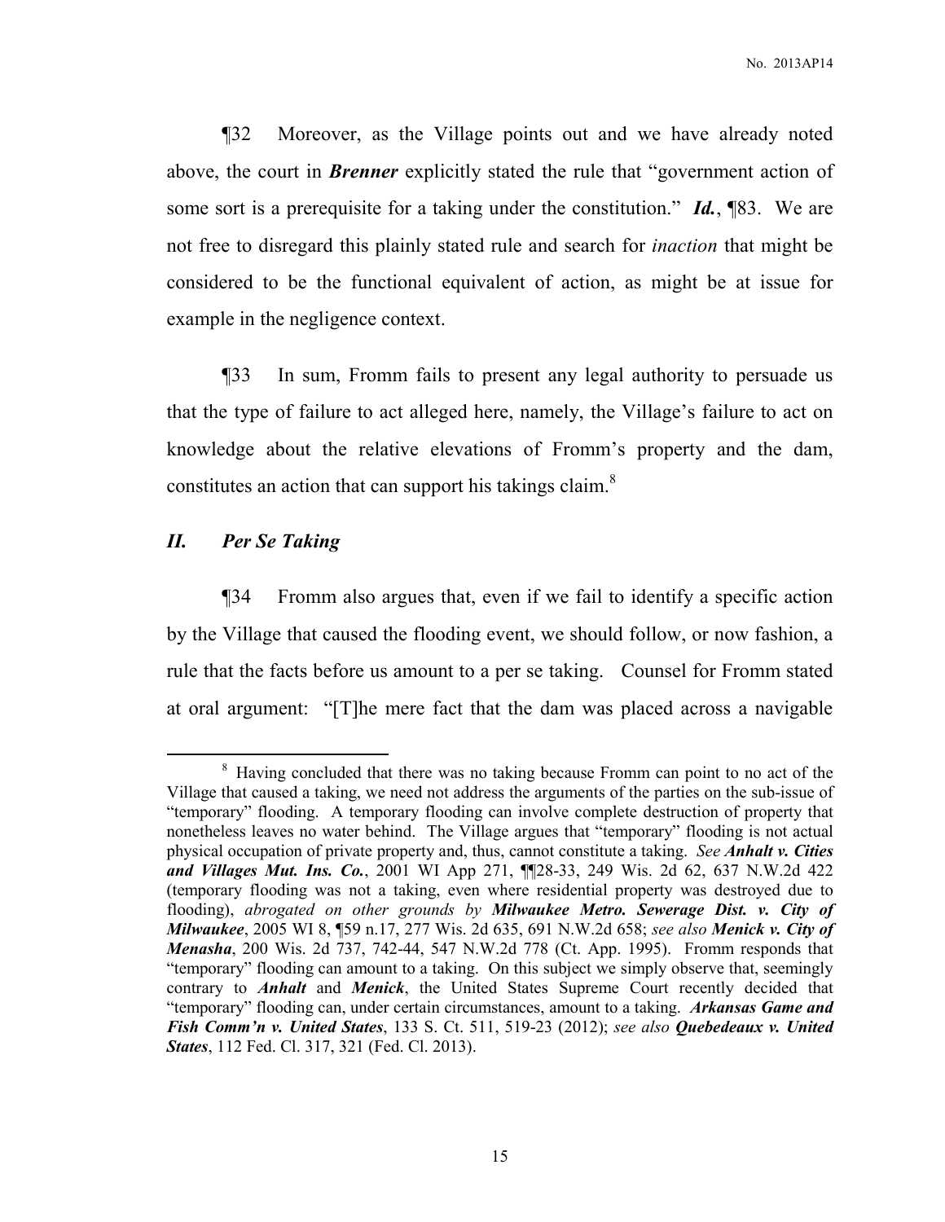¶32 Moreover, as the Village points out and we have already noted above, the court in ***Brenner*** explicitly stated the rule that "government action of some sort is a prerequisite for a taking under the constitution." ***Id.***, ¶83. We are not free to disregard this plainly stated rule and search for *inaction* that might be considered to be the functional equivalent of action, as might be at issue for example in the negligence context.

¶33 In sum, Fromm fails to present any legal authority to persuade us that the type of failure to act alleged here, namely, the Village's failure to act on knowledge about the relative elevations of Fromm's property and the dam, constitutes an action that can support his takings claim.[8]

## *II. Per Se Taking*

¶34 Fromm also argues that, even if we fail to identify a specific action by the Village that caused the flooding event, we should follow, or now fashion, a rule that the facts before us amount to a per se taking. Counsel for Fromm stated at oral argument: "[T]he mere fact that the dam was placed across a navigable

---

[8] Having concluded that there was no taking because Fromm can point to no act of the Village that caused a taking, we need not address the arguments of the parties on the sub-issue of "temporary" flooding. A temporary flooding can involve complete destruction of property that nonetheless leaves no water behind. The Village argues that "temporary" flooding is not actual physical occupation of private property and, thus, cannot constitute a taking. *See* ***Anhalt v. Cities and Villages Mut. Ins. Co.***, 2001 WI App 271, ¶¶28-33, 249 Wis. 2d 62, 637 N.W.2d 422 (temporary flooding was not a taking, even where residential property was destroyed due to flooding), *abrogated on other grounds by* ***Milwaukee Metro. Sewerage Dist. v. City of Milwaukee***, 2005 WI 8, ¶59 n.17, 277 Wis. 2d 635, 691 N.W.2d 658; *see also* ***Menick v. City of Menasha***, 200 Wis. 2d 737, 742-44, 547 N.W.2d 778 (Ct. App. 1995). Fromm responds that "temporary" flooding can amount to a taking. On this subject we simply observe that, seemingly contrary to ***Anhalt*** and ***Menick***, the United States Supreme Court recently decided that "temporary" flooding can, under certain circumstances, amount to a taking. ***Arkansas Game and Fish Comm'n v. United States***, 133 S. Ct. 511, 519-23 (2012); *see also* ***Quebedeaux v. United States***, 112 Fed. Cl. 317, 321 (Fed. Cl. 2013).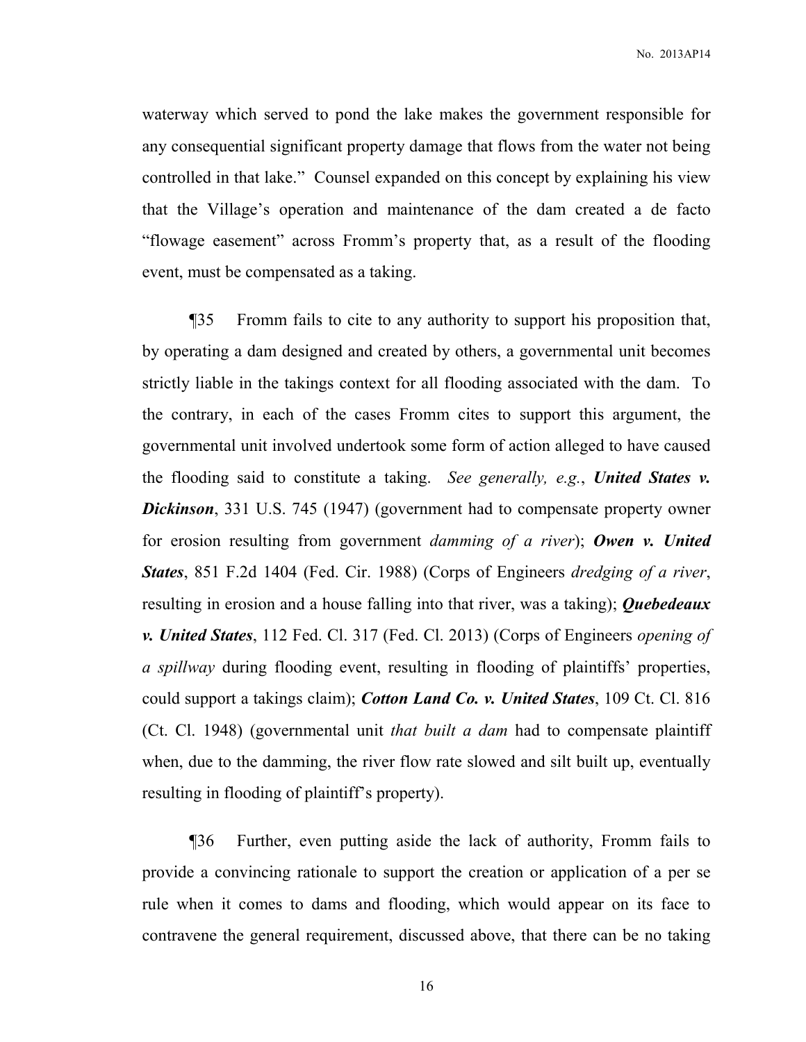waterway which served to pond the lake makes the government responsible for any consequential significant property damage that flows from the water not being controlled in that lake." Counsel expanded on this concept by explaining his view that the Village's operation and maintenance of the dam created a de facto "flowage easement" across Fromm's property that, as a result of the flooding event, must be compensated as a taking.

¶35 Fromm fails to cite to any authority to support his proposition that, by operating a dam designed and created by others, a governmental unit becomes strictly liable in the takings context for all flooding associated with the dam. To the contrary, in each of the cases Fromm cites to support this argument, the governmental unit involved undertook some form of action alleged to have caused the flooding said to constitute a taking. *See generally, e.g.*, ***United States v. Dickinson***, 331 U.S. 745 (1947) (government had to compensate property owner for erosion resulting from government *damming of a river*); ***Owen v. United States***, 851 F.2d 1404 (Fed. Cir. 1988) (Corps of Engineers *dredging of a river*, resulting in erosion and a house falling into that river, was a taking); ***Quebedeaux v. United States***, 112 Fed. Cl. 317 (Fed. Cl. 2013) (Corps of Engineers *opening of a spillway* during flooding event, resulting in flooding of plaintiffs' properties, could support a takings claim); ***Cotton Land Co. v. United States***, 109 Ct. Cl. 816 (Ct. Cl. 1948) (governmental unit *that built a dam* had to compensate plaintiff when, due to the damming, the river flow rate slowed and silt built up, eventually resulting in flooding of plaintiff's property).

¶36 Further, even putting aside the lack of authority, Fromm fails to provide a convincing rationale to support the creation or application of a per se rule when it comes to dams and flooding, which would appear on its face to contravene the general requirement, discussed above, that there can be no taking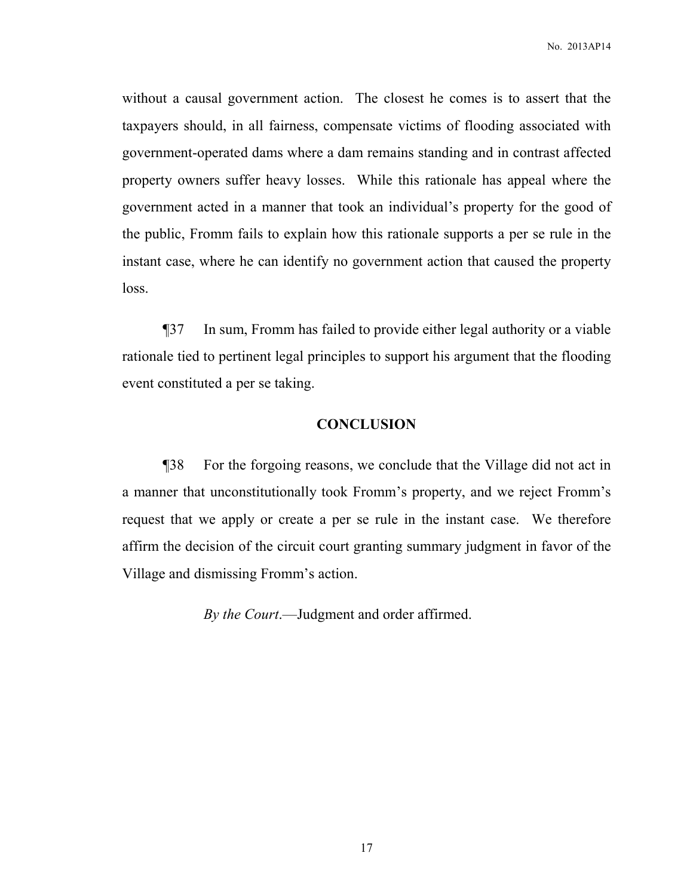without a causal government action. The closest he comes is to assert that the taxpayers should, in all fairness, compensate victims of flooding associated with government-operated dams where a dam remains standing and in contrast affected property owners suffer heavy losses. While this rationale has appeal where the government acted in a manner that took an individual's property for the good of the public, Fromm fails to explain how this rationale supports a per se rule in the instant case, where he can identify no government action that caused the property loss.

¶37 In sum, Fromm has failed to provide either legal authority or a viable rationale tied to pertinent legal principles to support his argument that the flooding event constituted a per se taking.

## CONCLUSION

¶38 For the forgoing reasons, we conclude that the Village did not act in a manner that unconstitutionally took Fromm's property, and we reject Fromm's request that we apply or create a per se rule in the instant case. We therefore affirm the decision of the circuit court granting summary judgment in favor of the Village and dismissing Fromm's action.

*By the Court*.—Judgment and order affirmed.